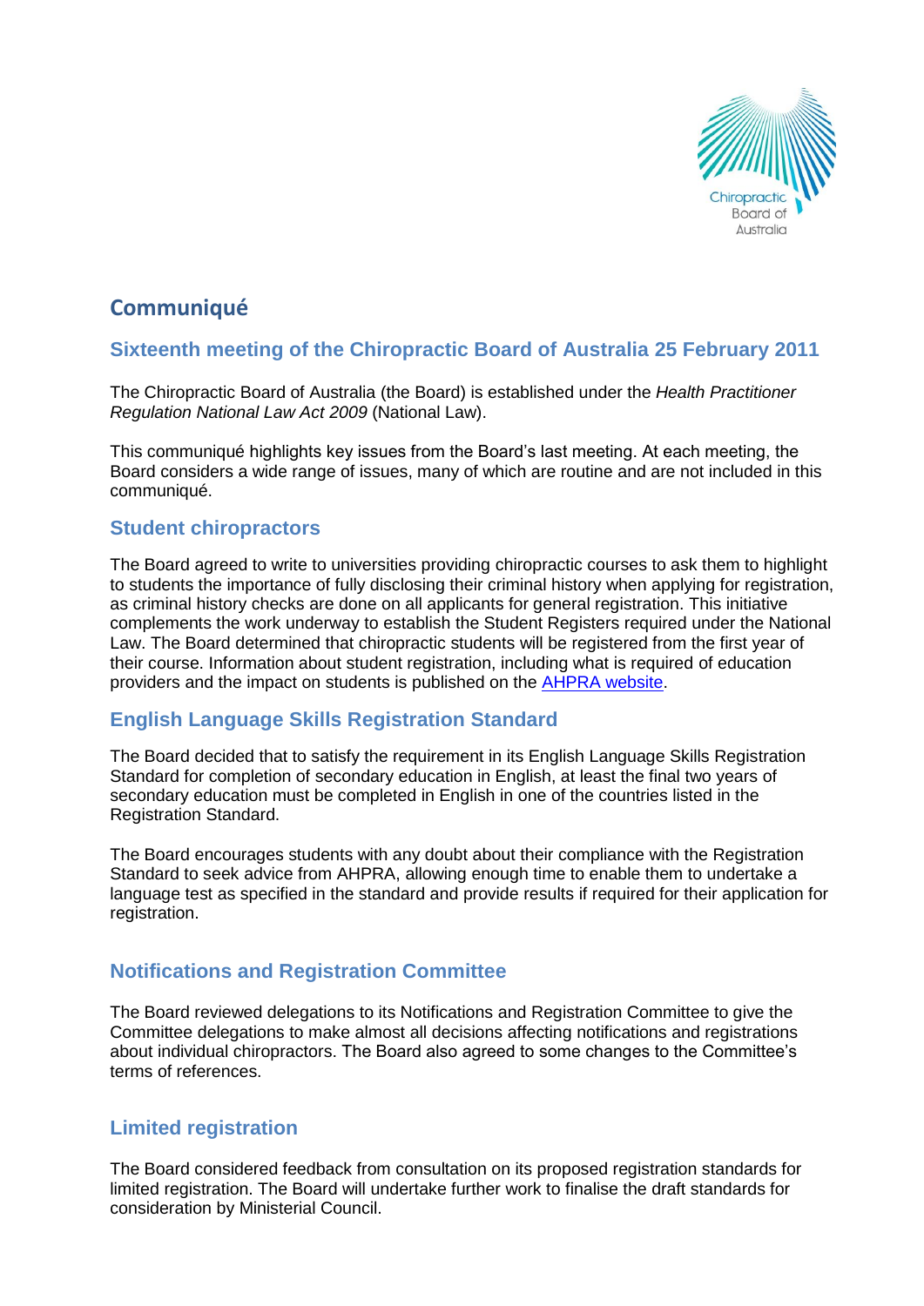# Communiqué

## Sixteenth meeting of the Chiropractic Board of Australia 25 February 2011

The Chiropractic Board of Australia (the Board) is established under the *Health Practitioner Regulation National Law Act 2009* (National Law).

This communiqué highlights key issues from the Board's last meeting. At each meeting, the Board considers a wide range of issues, many of which are routine and are not included in this communiqué.

## Student chiropractors

The Board agreed to write to universities providing chiropractic courses to ask them to highlight to students the importance of fully disclosing their criminal history when applying for registration, as criminal history checks are done on all applicants for general registration. This initiative complements the work underway to establish the Student Registers required under the National Law. The Board determined that chiropractic students will be registered from the first year of their course. Information about student registration, including what is required of education providers and the impact on students is published on the AHPRA website.

## English Language Skills Registration Standard

The Board decided that to satisfy the requirement in its English Language Skills Registration Standard for completion of secondary education in English, at least the final two years of secondary education must be completed in English in one of the countries listed in the Registration Standard.

The Board encourages students with any doubt about their compliance with the Registration Standard to seek advice from AHPRA, allowing enough time to enable them to undertake a language test as specified in the standard and provide results if required for their application for registration.

## Notifications and Registration Committee

The Board reviewed delegations to its Notifications and Registration Committee to give the Committee delegations to make almost all decisions affecting notifications and registrations about individual chiropractors. The Board also agreed to some changes to the Committee's terms of references.

## Limited registration

The Board considered feedback from consultation on its proposed registration standards for limited registration. The Board will undertake further work to finalise the draft standards for consideration by Ministerial Council.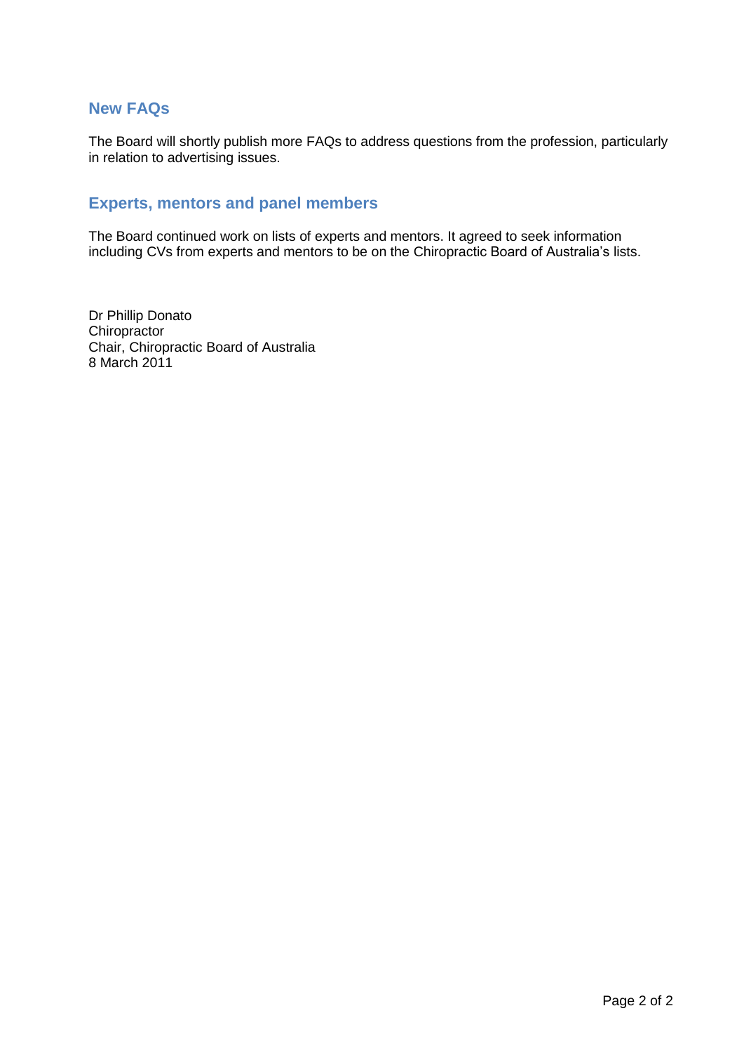## New FAQs

The Board will shortly publish more FAQs to address questions from the profession, particularly in relation to advertising issues.

## Experts, mentors and panel members

The Board continued work on lists of experts and mentors. It agreed to seek information including CVs from experts and mentors to be on the Chiropractic Board of Australia's lists.

Dr Phillip Donato  
Chiropractor  
Chair, Chiropractic Board of Australia  
8 March 2011